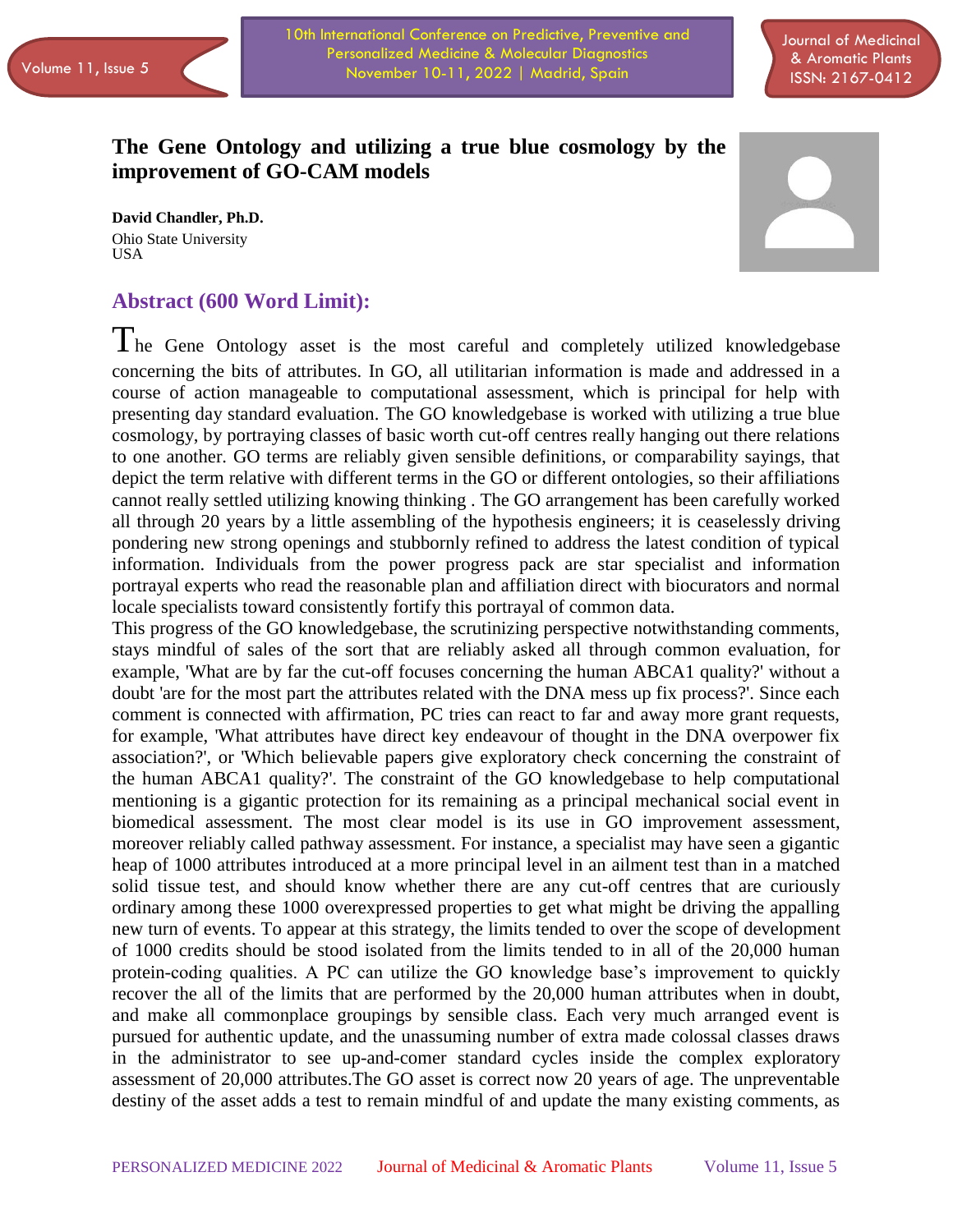# The Gene Ontology and utilizing a true blue cosmology by the improvement of GO-CAM models

**David Chandler, Ph.D.**
Ohio State University
USA

## Abstract (600 Word Limit):

The Gene Ontology asset is the most careful and completely utilized knowledgebase concerning the bits of attributes. In GO, all utilitarian information is made and addressed in a course of action manageable to computational assessment, which is principal for help with presenting day standard evaluation. The GO knowledgebase is worked with utilizing a true blue cosmology, by portraying classes of basic worth cut-off centres really hanging out there relations to one another. GO terms are reliably given sensible definitions, or comparability sayings, that depict the term relative with different terms in the GO or different ontologies, so their affiliations cannot really settled utilizing knowing thinking . The GO arrangement has been carefully worked all through 20 years by a little assembling of the hypothesis engineers; it is ceaselessly driving pondering new strong openings and stubbornly refined to address the latest condition of typical information. Individuals from the power progress pack are star specialist and information portrayal experts who read the reasonable plan and affiliation direct with biocurators and normal locale specialists toward consistently fortify this portrayal of common data.

This progress of the GO knowledgebase, the scrutinizing perspective notwithstanding comments, stays mindful of sales of the sort that are reliably asked all through common evaluation, for example, 'What are by far the cut-off focuses concerning the human ABCA1 quality?' without a doubt 'are for the most part the attributes related with the DNA mess up fix process?'. Since each comment is connected with affirmation, PC tries can react to far and away more grant requests, for example, 'What attributes have direct key endeavour of thought in the DNA overpower fix association?', or 'Which believable papers give exploratory check concerning the constraint of the human ABCA1 quality?'. The constraint of the GO knowledgebase to help computational mentioning is a gigantic protection for its remaining as a principal mechanical social event in biomedical assessment. The most clear model is its use in GO improvement assessment, moreover reliably called pathway assessment. For instance, a specialist may have seen a gigantic heap of 1000 attributes introduced at a more principal level in an ailment test than in a matched solid tissue test, and should know whether there are any cut-off centres that are curiously ordinary among these 1000 overexpressed properties to get what might be driving the appalling new turn of events. To appear at this strategy, the limits tended to over the scope of development of 1000 credits should be stood isolated from the limits tended to in all of the 20,000 human protein-coding qualities. A PC can utilize the GO knowledge base's improvement to quickly recover the all of the limits that are performed by the 20,000 human attributes when in doubt, and make all commonplace groupings by sensible class. Each very much arranged event is pursued for authentic update, and the unassuming number of extra made colossal classes draws in the administrator to see up-and-comer standard cycles inside the complex exploratory assessment of 20,000 attributes.The GO asset is correct now 20 years of age. The unpreventable destiny of the asset adds a test to remain mindful of and update the many existing comments, as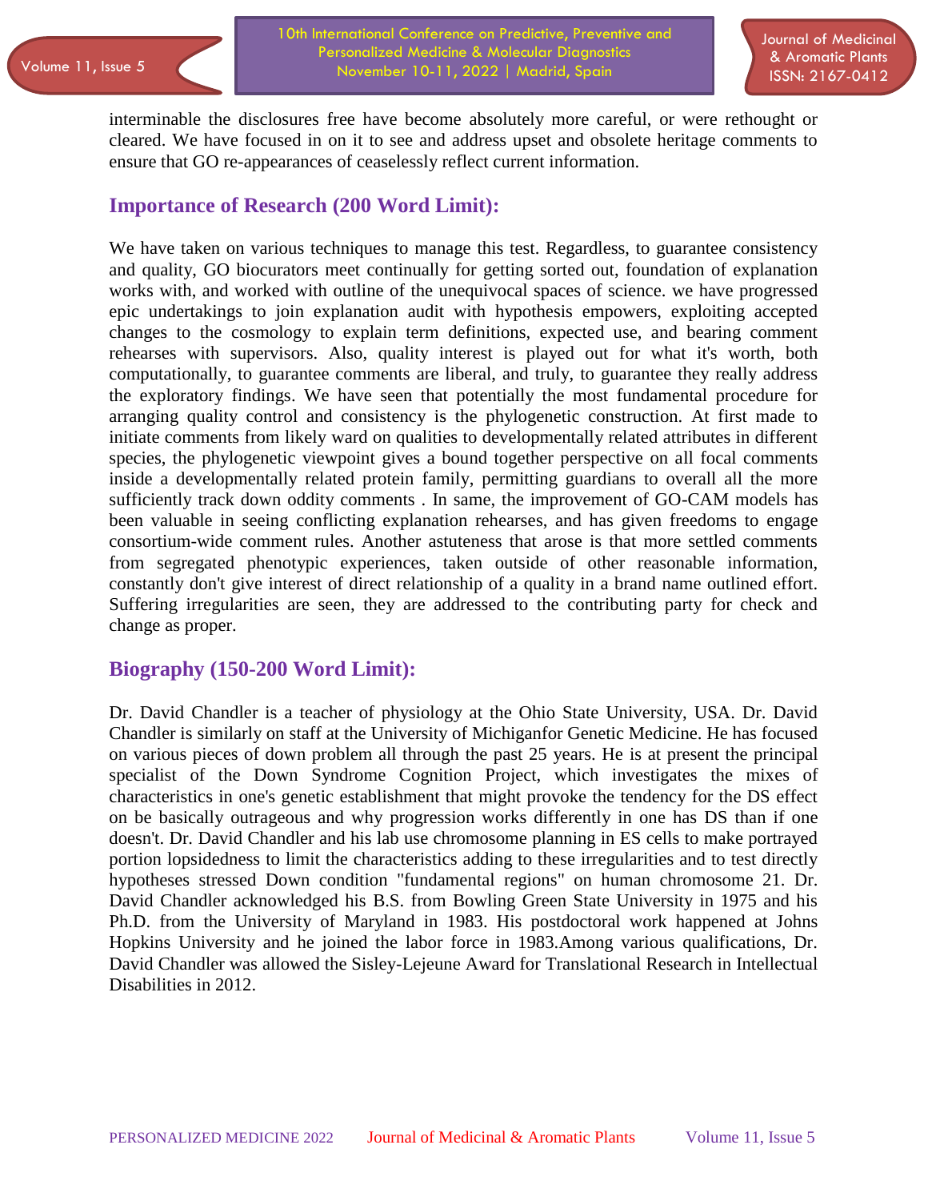interminable the disclosures free have become absolutely more careful, or were rethought or cleared. We have focused in on it to see and address upset and obsolete heritage comments to ensure that GO re-appearances of ceaselessly reflect current information.

## Importance of Research (200 Word Limit):

We have taken on various techniques to manage this test. Regardless, to guarantee consistency and quality, GO biocurators meet continually for getting sorted out, foundation of explanation works with, and worked with outline of the unequivocal spaces of science. we have progressed epic undertakings to join explanation audit with hypothesis empowers, exploiting accepted changes to the cosmology to explain term definitions, expected use, and bearing comment rehearses with supervisors. Also, quality interest is played out for what it's worth, both computationally, to guarantee comments are liberal, and truly, to guarantee they really address the exploratory findings. We have seen that potentially the most fundamental procedure for arranging quality control and consistency is the phylogenetic construction. At first made to initiate comments from likely ward on qualities to developmentally related attributes in different species, the phylogenetic viewpoint gives a bound together perspective on all focal comments inside a developmentally related protein family, permitting guardians to overall all the more sufficiently track down oddity comments . In same, the improvement of GO-CAM models has been valuable in seeing conflicting explanation rehearses, and has given freedoms to engage consortium-wide comment rules. Another astuteness that arose is that more settled comments from segregated phenotypic experiences, taken outside of other reasonable information, constantly don't give interest of direct relationship of a quality in a brand name outlined effort. Suffering irregularities are seen, they are addressed to the contributing party for check and change as proper.

## Biography (150-200 Word Limit):

Dr. David Chandler is a teacher of physiology at the Ohio State University, USA. Dr. David Chandler is similarly on staff at the University of Michiganfor Genetic Medicine. He has focused on various pieces of down problem all through the past 25 years. He is at present the principal specialist of the Down Syndrome Cognition Project, which investigates the mixes of characteristics in one's genetic establishment that might provoke the tendency for the DS effect on be basically outrageous and why progression works differently in one has DS than if one doesn't. Dr. David Chandler and his lab use chromosome planning in ES cells to make portrayed portion lopsidedness to limit the characteristics adding to these irregularities and to test directly hypotheses stressed Down condition "fundamental regions" on human chromosome 21. Dr. David Chandler acknowledged his B.S. from Bowling Green State University in 1975 and his Ph.D. from the University of Maryland in 1983. His postdoctoral work happened at Johns Hopkins University and he joined the labor force in 1983.Among various qualifications, Dr. David Chandler was allowed the Sisley-Lejeune Award for Translational Research in Intellectual Disabilities in 2012.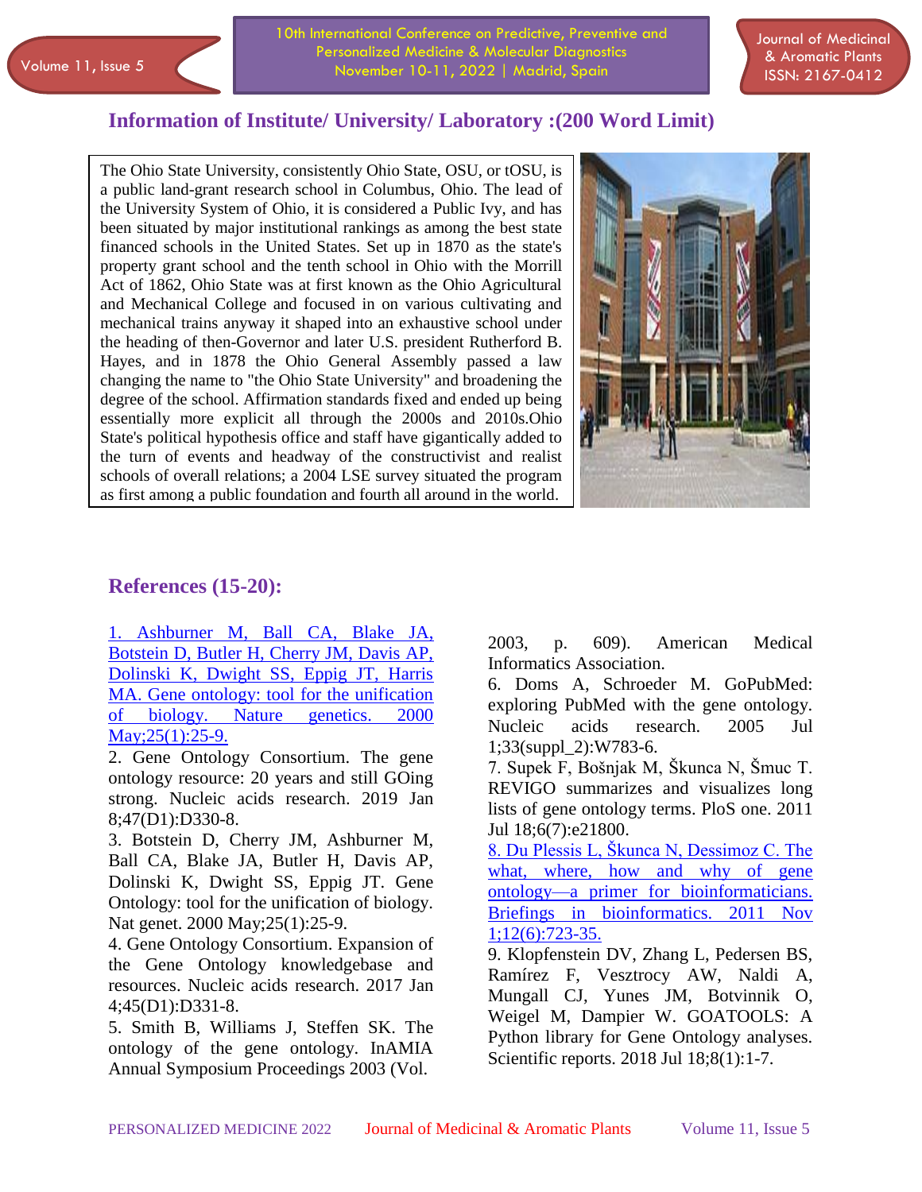## Information of Institute/ University/ Laboratory :(200 Word Limit)

The Ohio State University, consistently Ohio State, OSU, or tOSU, is a public land-grant research school in Columbus, Ohio. The lead of the University System of Ohio, it is considered a Public Ivy, and has been situated by major institutional rankings as among the best state financed schools in the United States. Set up in 1870 as the state's property grant school and the tenth school in Ohio with the Morrill Act of 1862, Ohio State was at first known as the Ohio Agricultural and Mechanical College and focused in on various cultivating and mechanical trains anyway it shaped into an exhaustive school under the heading of then-Governor and later U.S. president Rutherford B. Hayes, and in 1878 the Ohio General Assembly passed a law changing the name to "the Ohio State University" and broadening the degree of the school. Affirmation standards fixed and ended up being essentially more explicit all through the 2000s and 2010s.Ohio State's political hypothesis office and staff have gigantically added to the turn of events and headway of the constructivist and realist schools of overall relations; a 2004 LSE survey situated the program as first among a public foundation and fourth all around in the world.

## References (15-20):

1. Ashburner M, Ball CA, Blake JA, Botstein D, Butler H, Cherry JM, Davis AP, Dolinski K, Dwight SS, Eppig JT, Harris MA. Gene ontology: tool for the unification of biology. Nature genetics. 2000 May;25(1):25-9.
2. Gene Ontology Consortium. The gene ontology resource: 20 years and still GOing strong. Nucleic acids research. 2019 Jan 8;47(D1):D330-8.
3. Botstein D, Cherry JM, Ashburner M, Ball CA, Blake JA, Butler H, Davis AP, Dolinski K, Dwight SS, Eppig JT. Gene Ontology: tool for the unification of biology. Nat genet. 2000 May;25(1):25-9.
4. Gene Ontology Consortium. Expansion of the Gene Ontology knowledgebase and resources. Nucleic acids research. 2017 Jan 4;45(D1):D331-8.
5. Smith B, Williams J, Steffen SK. The ontology of the gene ontology. InAMIA Annual Symposium Proceedings 2003 (Vol. 2003, p. 609). American Medical Informatics Association.
6. Doms A, Schroeder M. GoPubMed: exploring PubMed with the gene ontology. Nucleic acids research. 2005 Jul 1;33(suppl_2):W783-6.
7. Supek F, Bošnjak M, Škunca N, Šmuc T. REVIGO summarizes and visualizes long lists of gene ontology terms. PloS one. 2011 Jul 18;6(7):e21800.
8. Du Plessis L, Škunca N, Dessimoz C. The what, where, how and why of gene ontology—a primer for bioinformaticians. Briefings in bioinformatics. 2011 Nov 1;12(6):723-35.
9. Klopfenstein DV, Zhang L, Pedersen BS, Ramírez F, Vesztrocy AW, Naldi A, Mungall CJ, Yunes JM, Botvinnik O, Weigel M, Dampier W. GOATOOLS: A Python library for Gene Ontology analyses. Scientific reports. 2018 Jul 18;8(1):1-7.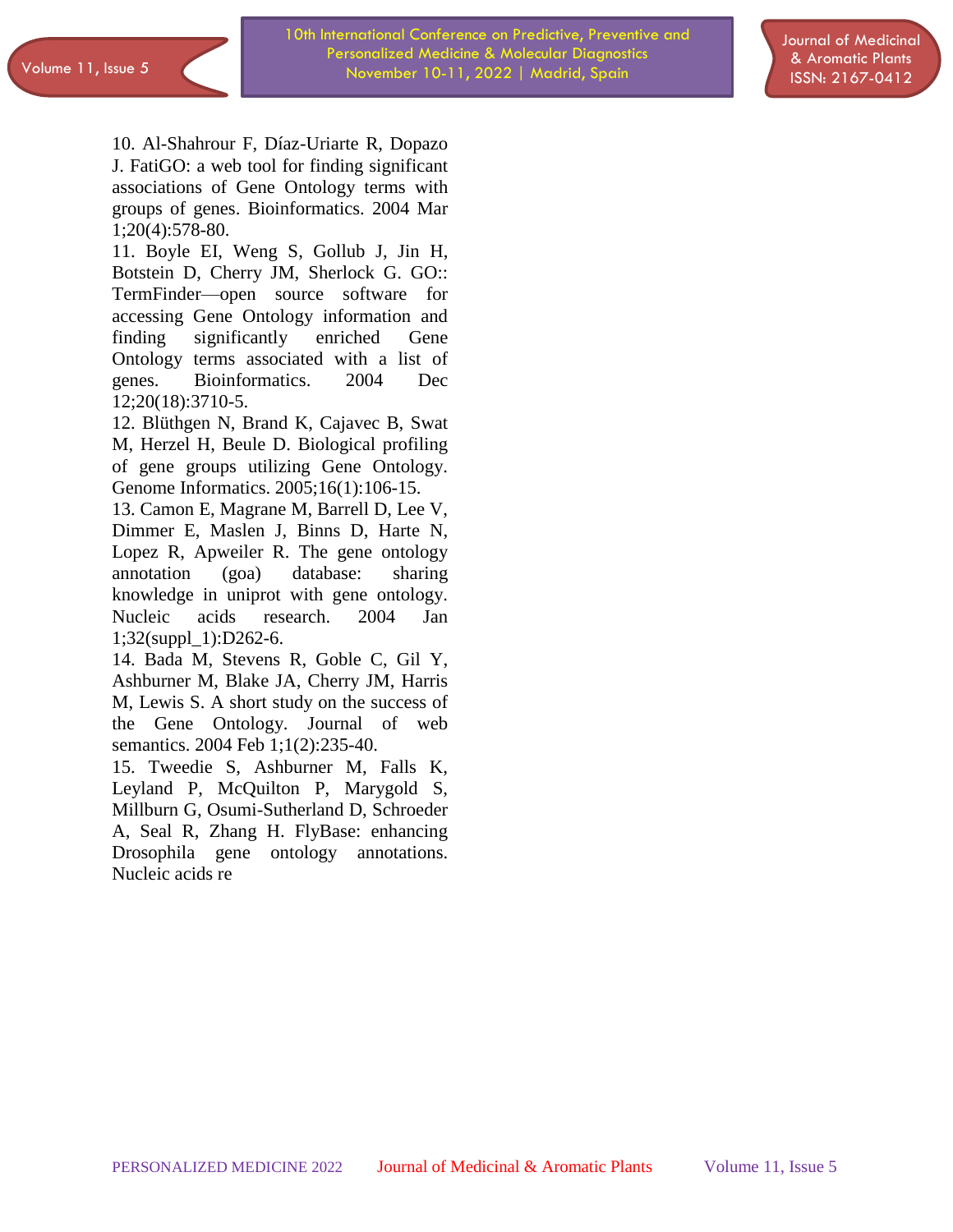10. Al-Shahrour F, Díaz-Uriarte R, Dopazo J. FatiGO: a web tool for finding significant associations of Gene Ontology terms with groups of genes. Bioinformatics. 2004 Mar 1;20(4):578-80.

11. Boyle EI, Weng S, Gollub J, Jin H, Botstein D, Cherry JM, Sherlock G. GO:: TermFinder—open source software for accessing Gene Ontology information and finding significantly enriched Gene Ontology terms associated with a list of genes. Bioinformatics. 2004 Dec 12;20(18):3710-5.

12. Blüthgen N, Brand K, Cajavec B, Swat M, Herzel H, Beule D. Biological profiling of gene groups utilizing Gene Ontology. Genome Informatics. 2005;16(1):106-15.

13. Camon E, Magrane M, Barrell D, Lee V, Dimmer E, Maslen J, Binns D, Harte N, Lopez R, Apweiler R. The gene ontology annotation (goa) database: sharing knowledge in uniprot with gene ontology. Nucleic acids research. 2004 Jan 1;32(suppl_1):D262-6.

14. Bada M, Stevens R, Goble C, Gil Y, Ashburner M, Blake JA, Cherry JM, Harris M, Lewis S. A short study on the success of the Gene Ontology. Journal of web semantics. 2004 Feb 1;1(2):235-40.

15. Tweedie S, Ashburner M, Falls K, Leyland P, McQuilton P, Marygold S, Millburn G, Osumi-Sutherland D, Schroeder A, Seal R, Zhang H. FlyBase: enhancing Drosophila gene ontology annotations. Nucleic acids re